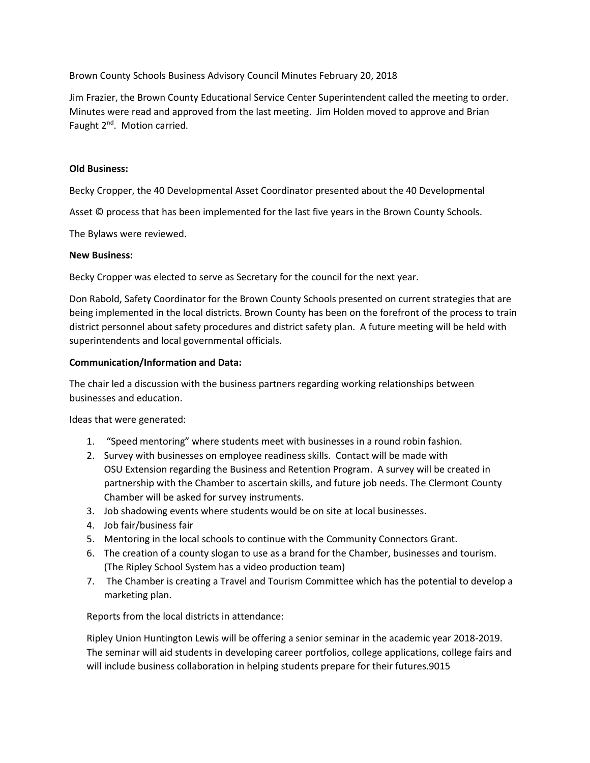Brown County Schools Business Advisory Council Minutes February 20, 2018

Jim Frazier, the Brown County Educational Service Center Superintendent called the meeting to order. Minutes were read and approved from the last meeting. Jim Holden moved to approve and Brian Faught 2nd. Motion carried.

**Old Business:**

Becky Cropper, the 40 Developmental Asset Coordinator presented about the 40 Developmental Asset © process that has been implemented for the last five years in the Brown County Schools.

The Bylaws were reviewed.

**New Business:**

Becky Cropper was elected to serve as Secretary for the council for the next year.

Don Rabold, Safety Coordinator for the Brown County Schools presented on current strategies that are being implemented in the local districts. Brown County has been on the forefront of the process to train district personnel about safety procedures and district safety plan. A future meeting will be held with superintendents and local governmental officials.

**Communication/Information and Data:**

The chair led a discussion with the business partners regarding working relationships between businesses and education.

Ideas that were generated:

1. "Speed mentoring" where students meet with businesses in a round robin fashion.
2. Survey with businesses on employee readiness skills. Contact will be made with OSU Extension regarding the Business and Retention Program. A survey will be created in partnership with the Chamber to ascertain skills, and future job needs. The Clermont County Chamber will be asked for survey instruments.
3. Job shadowing events where students would be on site at local businesses.
4. Job fair/business fair
5. Mentoring in the local schools to continue with the Community Connectors Grant.
6. The creation of a county slogan to use as a brand for the Chamber, businesses and tourism. (The Ripley School System has a video production team)
7. The Chamber is creating a Travel and Tourism Committee which has the potential to develop a marketing plan.

Reports from the local districts in attendance:

Ripley Union Huntington Lewis will be offering a senior seminar in the academic year 2018-2019. The seminar will aid students in developing career portfolios, college applications, college fairs and will include business collaboration in helping students prepare for their futures.9015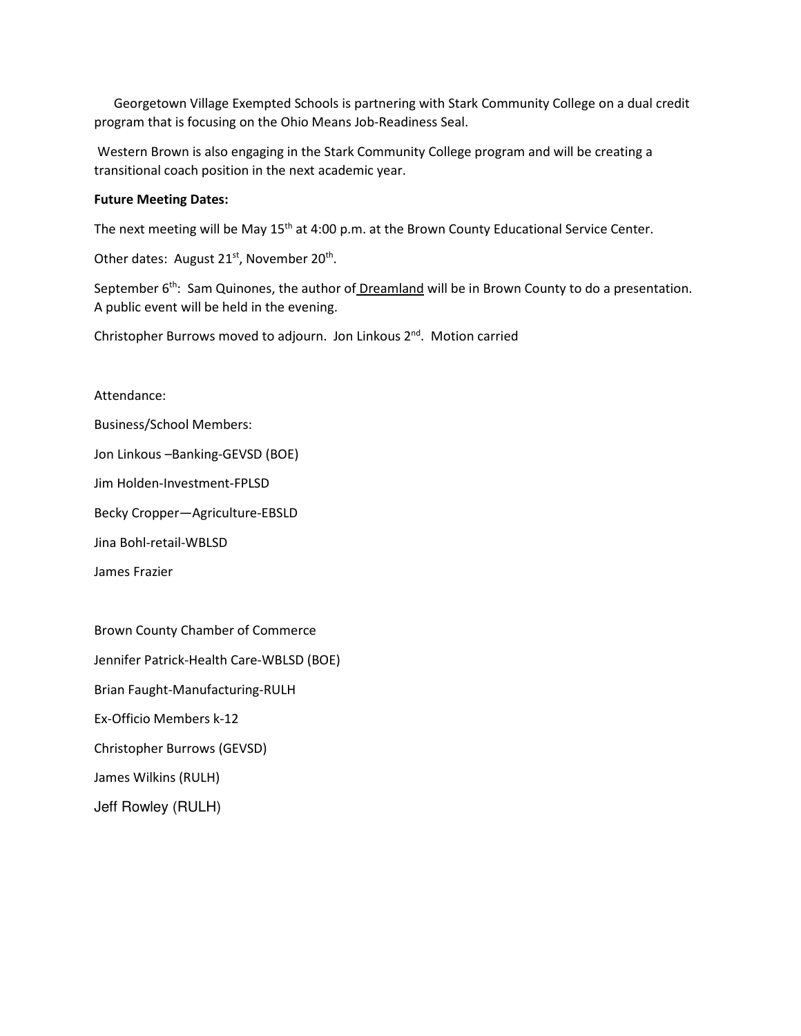Georgetown Village Exempted Schools is partnering with Stark Community College on a dual credit program that is focusing on the Ohio Means Job-Readiness Seal.

Western Brown is also engaging in the Stark Community College program and will be creating a transitional coach position in the next academic year.

**Future Meeting Dates:**

The next meeting will be May 15th at 4:00 p.m. at the Brown County Educational Service Center.

Other dates: August 21st, November 20th.

September 6th: Sam Quinones, the author of Dreamland will be in Brown County to do a presentation. A public event will be held in the evening.

Christopher Burrows moved to adjourn. Jon Linkous 2nd. Motion carried

Attendance:

Business/School Members:

Jon Linkous –Banking-GEVSD (BOE)

Jim Holden-Investment-FPLSD

Becky Cropper—Agriculture-EBSLD

Jina Bohl-retail-WBLSD

James Frazier

Brown County Chamber of Commerce

Jennifer Patrick-Health Care-WBLSD (BOE)

Brian Faught-Manufacturing-RULH

Ex-Officio Members k-12

Christopher Burrows (GEVSD)

James Wilkins (RULH)

Jeff Rowley (RULH)